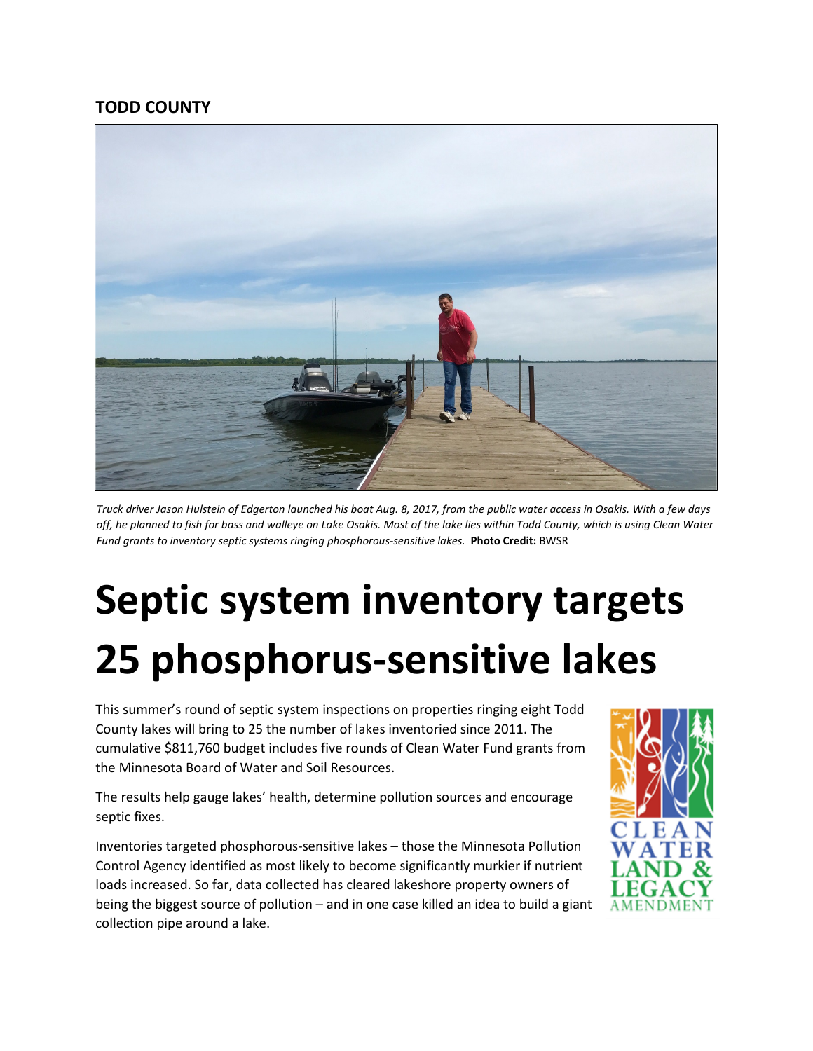**TODD COUNTY**

*Truck driver Jason Hulstein of Edgerton launched his boat Aug. 8, 2017, from the public water access in Osakis. With a few days off, he planned to fish for bass and walleye on Lake Osakis. Most of the lake lies within Todd County, which is using Clean Water Fund grants to inventory septic systems ringing phosphorous-sensitive lakes.* **Photo Credit:** BWSR

# Septic system inventory targets 25 phosphorus-sensitive lakes

This summer's round of septic system inspections on properties ringing eight Todd County lakes will bring to 25 the number of lakes inventoried since 2011. The cumulative $811,760 budget includes five rounds of Clean Water Fund grants from the Minnesota Board of Water and Soil Resources.

The results help gauge lakes' health, determine pollution sources and encourage septic fixes.

Inventories targeted phosphorous-sensitive lakes – those the Minnesota Pollution Control Agency identified as most likely to become significantly murkier if nutrient loads increased. So far, data collected has cleared lakeshore property owners of being the biggest source of pollution – and in one case killed an idea to build a giant collection pipe around a lake.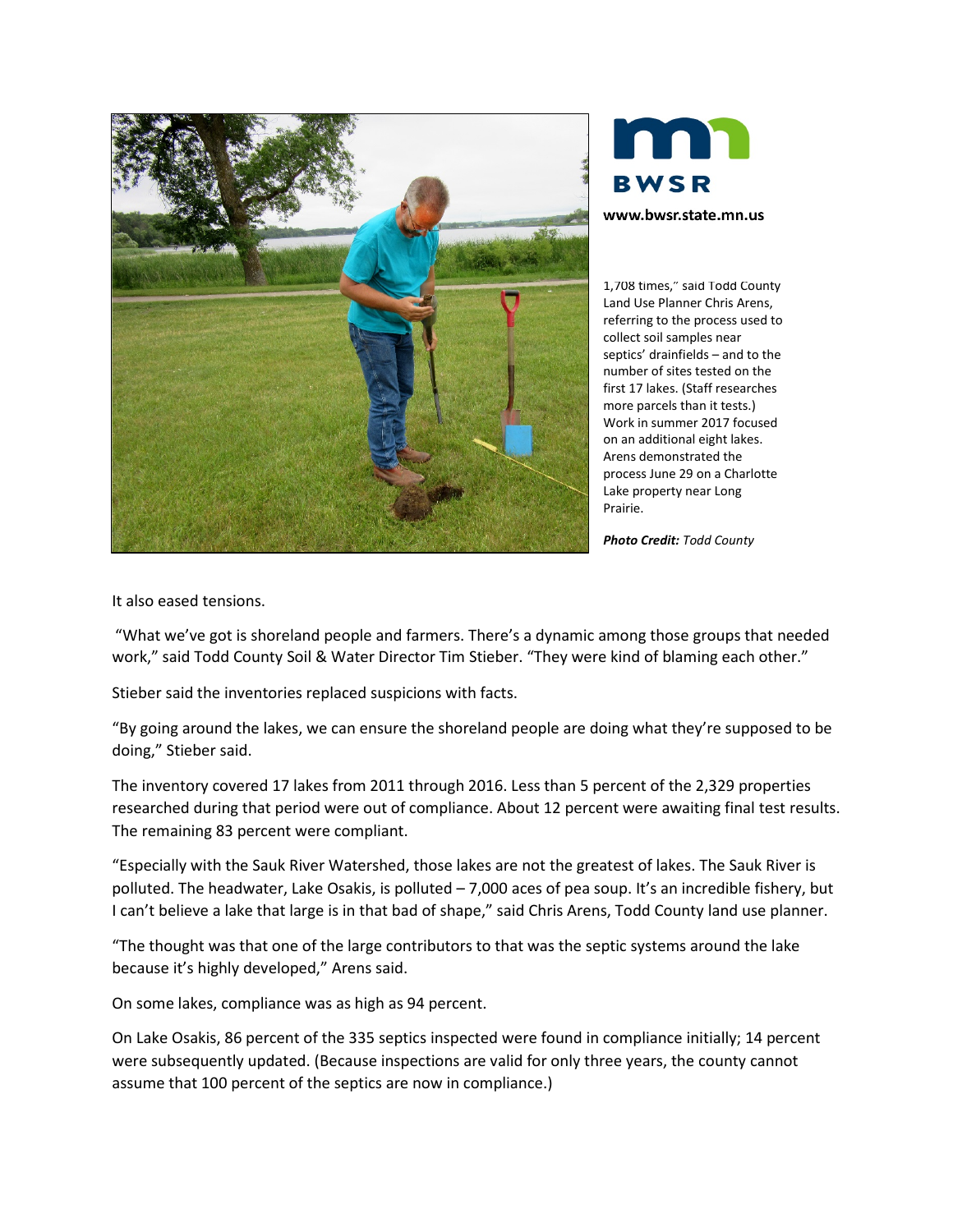1,708 times," said Todd County Land Use Planner Chris Arens, referring to the process used to collect soil samples near septics' drainfields – and to the number of sites tested on the first 17 lakes. (Staff researches more parcels than it tests.) Work in summer 2017 focused on an additional eight lakes. Arens demonstrated the process June 29 on a Charlotte Lake property near Long Prairie.

***Photo Credit:*** *Todd County*

It also eased tensions.

"What we've got is shoreland people and farmers. There's a dynamic among those groups that needed work," said Todd County Soil & Water Director Tim Stieber. "They were kind of blaming each other."

Stieber said the inventories replaced suspicions with facts.

"By going around the lakes, we can ensure the shoreland people are doing what they're supposed to be doing," Stieber said.

The inventory covered 17 lakes from 2011 through 2016. Less than 5 percent of the 2,329 properties researched during that period were out of compliance. About 12 percent were awaiting final test results. The remaining 83 percent were compliant.

"Especially with the Sauk River Watershed, those lakes are not the greatest of lakes. The Sauk River is polluted. The headwater, Lake Osakis, is polluted – 7,000 aces of pea soup. It's an incredible fishery, but I can't believe a lake that large is in that bad of shape," said Chris Arens, Todd County land use planner.

"The thought was that one of the large contributors to that was the septic systems around the lake because it's highly developed," Arens said.

On some lakes, compliance was as high as 94 percent.

On Lake Osakis, 86 percent of the 335 septics inspected were found in compliance initially; 14 percent were subsequently updated. (Because inspections are valid for only three years, the county cannot assume that 100 percent of the septics are now in compliance.)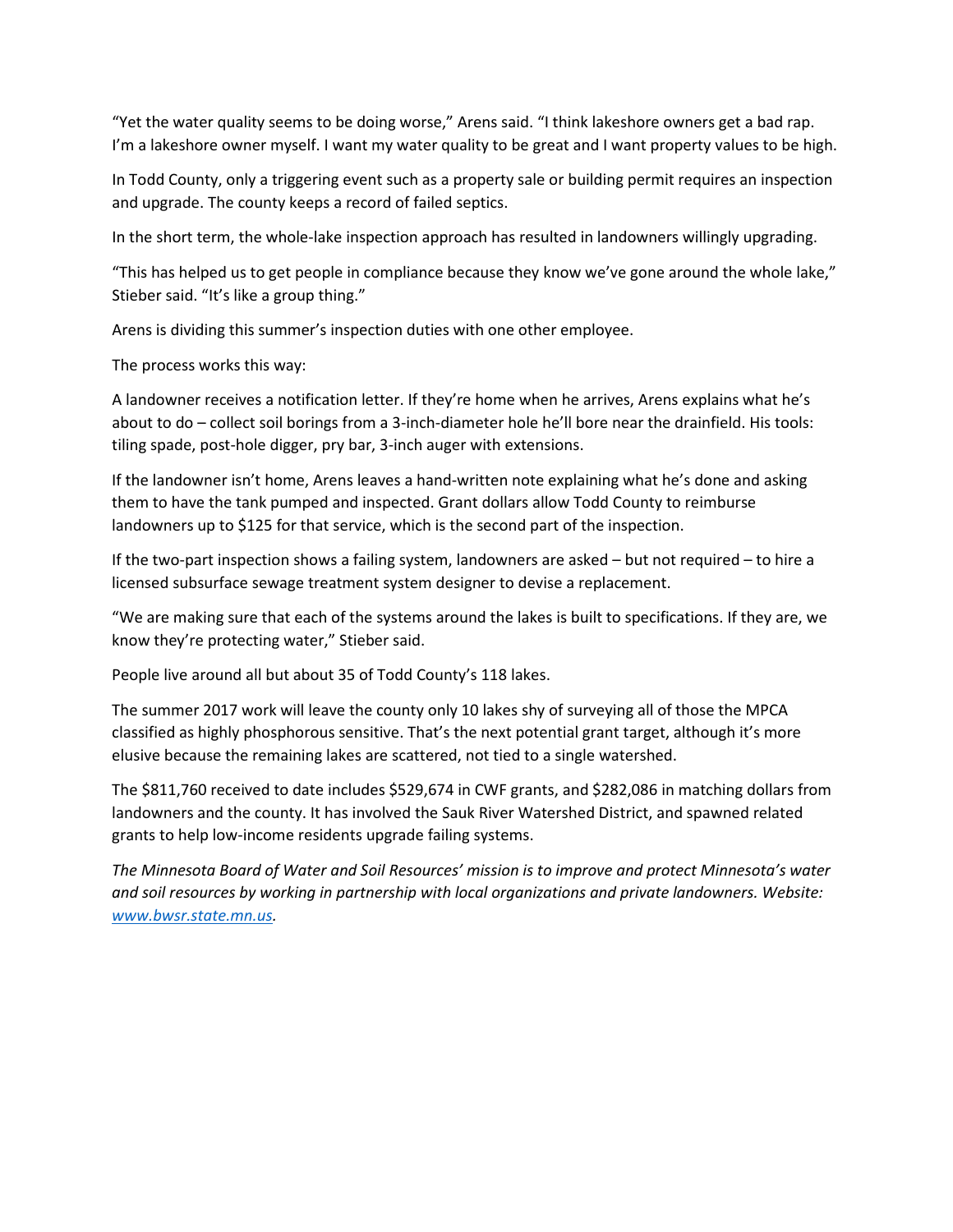"Yet the water quality seems to be doing worse," Arens said. "I think lakeshore owners get a bad rap. I'm a lakeshore owner myself. I want my water quality to be great and I want property values to be high.

In Todd County, only a triggering event such as a property sale or building permit requires an inspection and upgrade. The county keeps a record of failed septics.

In the short term, the whole-lake inspection approach has resulted in landowners willingly upgrading.

"This has helped us to get people in compliance because they know we've gone around the whole lake," Stieber said. "It's like a group thing."

Arens is dividing this summer's inspection duties with one other employee.

The process works this way:

A landowner receives a notification letter. If they're home when he arrives, Arens explains what he's about to do – collect soil borings from a 3-inch-diameter hole he'll bore near the drainfield. His tools: tiling spade, post-hole digger, pry bar, 3-inch auger with extensions.

If the landowner isn't home, Arens leaves a hand-written note explaining what he's done and asking them to have the tank pumped and inspected. Grant dollars allow Todd County to reimburse landowners up to $125 for that service, which is the second part of the inspection.

If the two-part inspection shows a failing system, landowners are asked – but not required – to hire a licensed subsurface sewage treatment system designer to devise a replacement.

"We are making sure that each of the systems around the lakes is built to specifications. If they are, we know they're protecting water," Stieber said.

People live around all but about 35 of Todd County's 118 lakes.

The summer 2017 work will leave the county only 10 lakes shy of surveying all of those the MPCA classified as highly phosphorous sensitive. That's the next potential grant target, although it's more elusive because the remaining lakes are scattered, not tied to a single watershed.

The $811,760 received to date includes $529,674 in CWF grants, and $282,086 in matching dollars from landowners and the county. It has involved the Sauk River Watershed District, and spawned related grants to help low-income residents upgrade failing systems.

*The Minnesota Board of Water and Soil Resources' mission is to improve and protect Minnesota's water and soil resources by working in partnership with local organizations and private landowners. Website: [www.bwsr.state.mn.us](http://www.bwsr.state.mn.us).*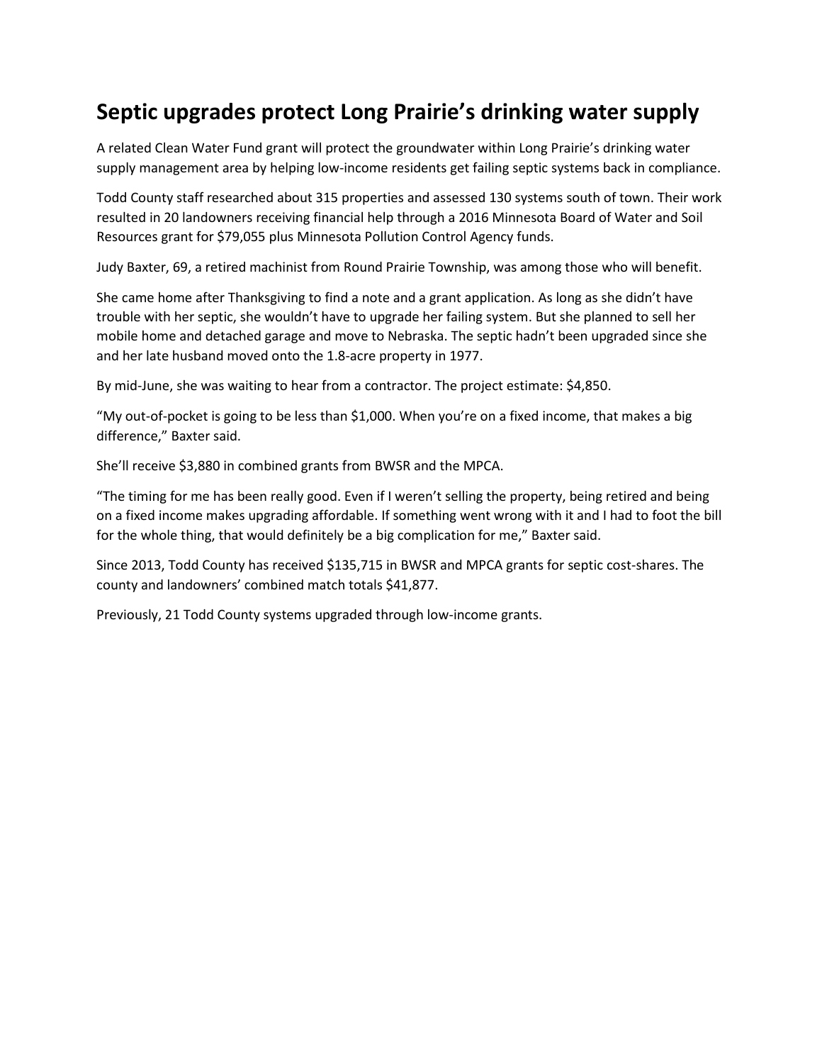## Septic upgrades protect Long Prairie's drinking water supply

A related Clean Water Fund grant will protect the groundwater within Long Prairie's drinking water supply management area by helping low-income residents get failing septic systems back in compliance.

Todd County staff researched about 315 properties and assessed 130 systems south of town. Their work resulted in 20 landowners receiving financial help through a 2016 Minnesota Board of Water and Soil Resources grant for $79,055 plus Minnesota Pollution Control Agency funds.

Judy Baxter, 69, a retired machinist from Round Prairie Township, was among those who will benefit.

She came home after Thanksgiving to find a note and a grant application. As long as she didn't have trouble with her septic, she wouldn't have to upgrade her failing system. But she planned to sell her mobile home and detached garage and move to Nebraska. The septic hadn't been upgraded since she and her late husband moved onto the 1.8-acre property in 1977.

By mid-June, she was waiting to hear from a contractor. The project estimate: $4,850.

"My out-of-pocket is going to be less than $1,000. When you're on a fixed income, that makes a big difference," Baxter said.

She'll receive $3,880 in combined grants from BWSR and the MPCA.

"The timing for me has been really good. Even if I weren't selling the property, being retired and being on a fixed income makes upgrading affordable. If something went wrong with it and I had to foot the bill for the whole thing, that would definitely be a big complication for me," Baxter said.

Since 2013, Todd County has received $135,715 in BWSR and MPCA grants for septic cost-shares. The county and landowners' combined match totals $41,877.

Previously, 21 Todd County systems upgraded through low-income grants.